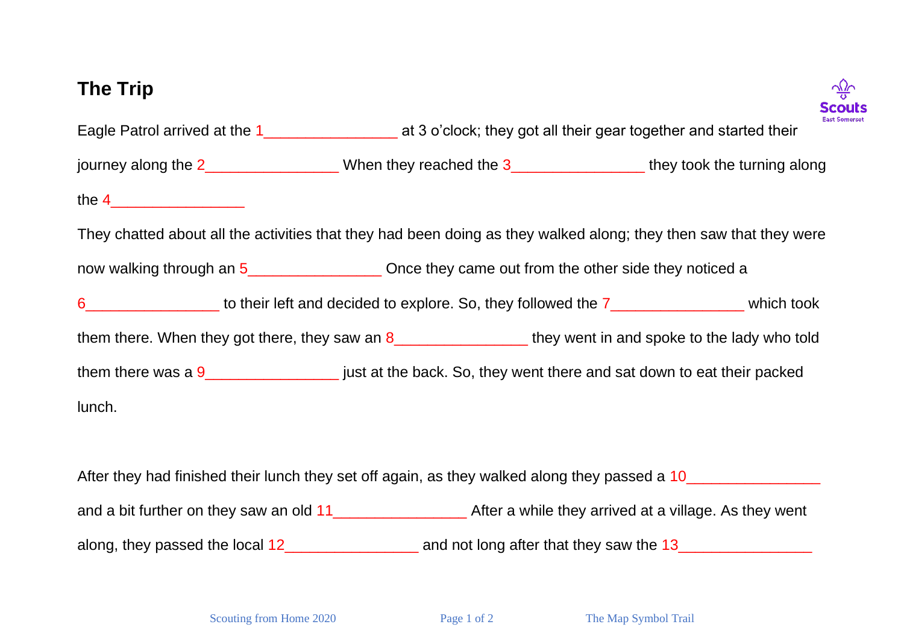# The Trip

Eagle Patrol arrived at the 1\_\_\_\_\_\_\_\_\_\_\_\_\_\_\_\_ at 3 o'clock; they got all their gear together and started their journey along the 2\_\_\_\_\_\_\_\_\_\_\_\_\_\_\_\_ When they reached the 3\_\_\_\_\_\_\_\_\_\_\_\_\_\_\_\_ they took the turning along the 4\_\_\_\_\_\_\_\_\_\_\_\_\_\_\_\_

They chatted about all the activities that they had been doing as they walked along; they then saw that they were now walking through an 5\_\_\_\_\_\_\_\_\_\_\_\_\_\_\_\_ Once they came out from the other side they noticed a 6\_\_\_\_\_\_\_\_\_\_\_\_\_\_\_\_ to their left and decided to explore. So, they followed the 7\_\_\_\_\_\_\_\_\_\_\_\_\_\_\_\_ which took them there. When they got there, they saw an 8\_\_\_\_\_\_\_\_\_\_\_\_\_\_\_\_ they went in and spoke to the lady who told them there was a 9\_\_\_\_\_\_\_\_\_\_\_\_\_\_\_\_ just at the back. So, they went there and sat down to eat their packed lunch.

After they had finished their lunch they set off again, as they walked along they passed a 10\_\_\_\_\_\_\_\_\_\_\_\_\_\_\_\_ and a bit further on they saw an old 11\_\_\_\_\_\_\_\_\_\_\_\_\_\_\_\_ After a while they arrived at a village. As they went along, they passed the local 12\_\_\_\_\_\_\_\_\_\_\_\_\_\_\_\_ and not long after that they saw the 13\_\_\_\_\_\_\_\_\_\_\_\_\_\_\_\_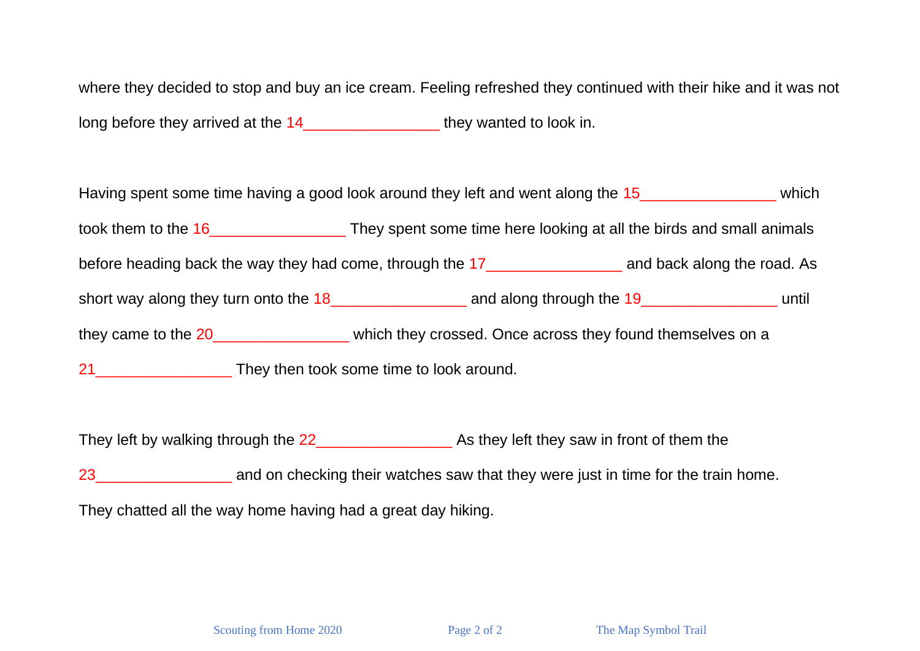where they decided to stop and buy an ice cream. Feeling refreshed they continued with their hike and it was not long before they arrived at the 14________________ they wanted to look in.

Having spent some time having a good look around they left and went along the 15________________ which took them to the 16________________ They spent some time here looking at all the birds and small animals before heading back the way they had come, through the 17________________ and back along the road. As short way along they turn onto the 18________________ and along through the 19________________ until they came to the 20________________ which they crossed. Once across they found themselves on a 21________________ They then took some time to look around.

They left by walking through the 22________________ As they left they saw in front of them the 23________________ and on checking their watches saw that they were just in time for the train home. They chatted all the way home having had a great day hiking.